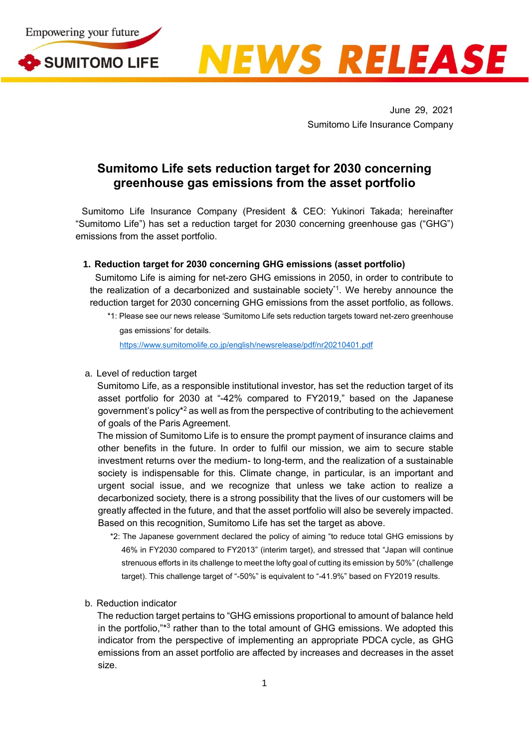Empowering your future

SUMITOMO LIFE

NEWS RELEASE

June 29, 2021
Sumitomo Life Insurance Company

# Sumitomo Life sets reduction target for 2030 concerning greenhouse gas emissions from the asset portfolio

Sumitomo Life Insurance Company (President & CEO: Yukinori Takada; hereinafter "Sumitomo Life") has set a reduction target for 2030 concerning greenhouse gas ("GHG") emissions from the asset portfolio.

## 1. Reduction target for 2030 concerning GHG emissions (asset portfolio)

Sumitomo Life is aiming for net-zero GHG emissions in 2050, in order to contribute to the realization of a decarbonized and sustainable society[*1]. We hereby announce the reduction target for 2030 concerning GHG emissions from the asset portfolio, as follows.

*1: Please see our news release 'Sumitomo Life sets reduction targets toward net-zero greenhouse gas emissions' for details.
https://www.sumitomolife.co.jp/english/newsrelease/pdf/nr20210401.pdf

### a. Level of reduction target

Sumitomo Life, as a responsible institutional investor, has set the reduction target of its asset portfolio for 2030 at "-42% compared to FY2019," based on the Japanese government's policy[*2] as well as from the perspective of contributing to the achievement of goals of the Paris Agreement.

The mission of Sumitomo Life is to ensure the prompt payment of insurance claims and other benefits in the future. In order to fulfil our mission, we aim to secure stable investment returns over the medium- to long-term, and the realization of a sustainable society is indispensable for this. Climate change, in particular, is an important and urgent social issue, and we recognize that unless we take action to realize a decarbonized society, there is a strong possibility that the lives of our customers will be greatly affected in the future, and that the asset portfolio will also be severely impacted. Based on this recognition, Sumitomo Life has set the target as above.

*2: The Japanese government declared the policy of aiming "to reduce total GHG emissions by 46% in FY2030 compared to FY2013" (interim target), and stressed that "Japan will continue strenuous efforts in its challenge to meet the lofty goal of cutting its emission by 50%" (challenge target). This challenge target of "-50%" is equivalent to "-41.9%" based on FY2019 results.

### b. Reduction indicator

The reduction target pertains to "GHG emissions proportional to amount of balance held in the portfolio,"[*3] rather than to the total amount of GHG emissions. We adopted this indicator from the perspective of implementing an appropriate PDCA cycle, as GHG emissions from an asset portfolio are affected by increases and decreases in the asset size.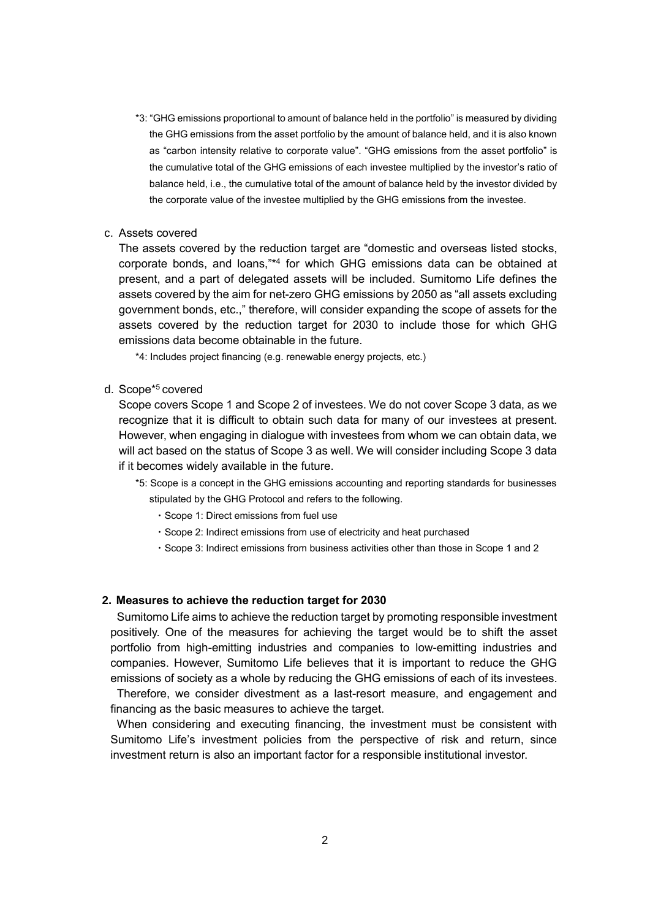*3: "GHG emissions proportional to amount of balance held in the portfolio" is measured by dividing the GHG emissions from the asset portfolio by the amount of balance held, and it is also known as "carbon intensity relative to corporate value". "GHG emissions from the asset portfolio" is the cumulative total of the GHG emissions of each investee multiplied by the investor's ratio of balance held, i.e., the cumulative total of the amount of balance held by the investor divided by the corporate value of the investee multiplied by the GHG emissions from the investee.

c. Assets covered

The assets covered by the reduction target are "domestic and overseas listed stocks, corporate bonds, and loans,"[*4] for which GHG emissions data can be obtained at present, and a part of delegated assets will be included. Sumitomo Life defines the assets covered by the aim for net-zero GHG emissions by 2050 as "all assets excluding government bonds, etc.," therefore, will consider expanding the scope of assets for the assets covered by the reduction target for 2030 to include those for which GHG emissions data become obtainable in the future.

*4: Includes project financing (e.g. renewable energy projects, etc.)

d. Scope[*5] covered

Scope covers Scope 1 and Scope 2 of investees. We do not cover Scope 3 data, as we recognize that it is difficult to obtain such data for many of our investees at present. However, when engaging in dialogue with investees from whom we can obtain data, we will act based on the status of Scope 3 as well. We will consider including Scope 3 data if it becomes widely available in the future.

*5: Scope is a concept in the GHG emissions accounting and reporting standards for businesses stipulated by the GHG Protocol and refers to the following.

- Scope 1: Direct emissions from fuel use
- Scope 2: Indirect emissions from use of electricity and heat purchased
- Scope 3: Indirect emissions from business activities other than those in Scope 1 and 2

## 2. Measures to achieve the reduction target for 2030

Sumitomo Life aims to achieve the reduction target by promoting responsible investment positively. One of the measures for achieving the target would be to shift the asset portfolio from high-emitting industries and companies to low-emitting industries and companies. However, Sumitomo Life believes that it is important to reduce the GHG emissions of society as a whole by reducing the GHG emissions of each of its investees.

Therefore, we consider divestment as a last-resort measure, and engagement and financing as the basic measures to achieve the target.

When considering and executing financing, the investment must be consistent with Sumitomo Life's investment policies from the perspective of risk and return, since investment return is also an important factor for a responsible institutional investor.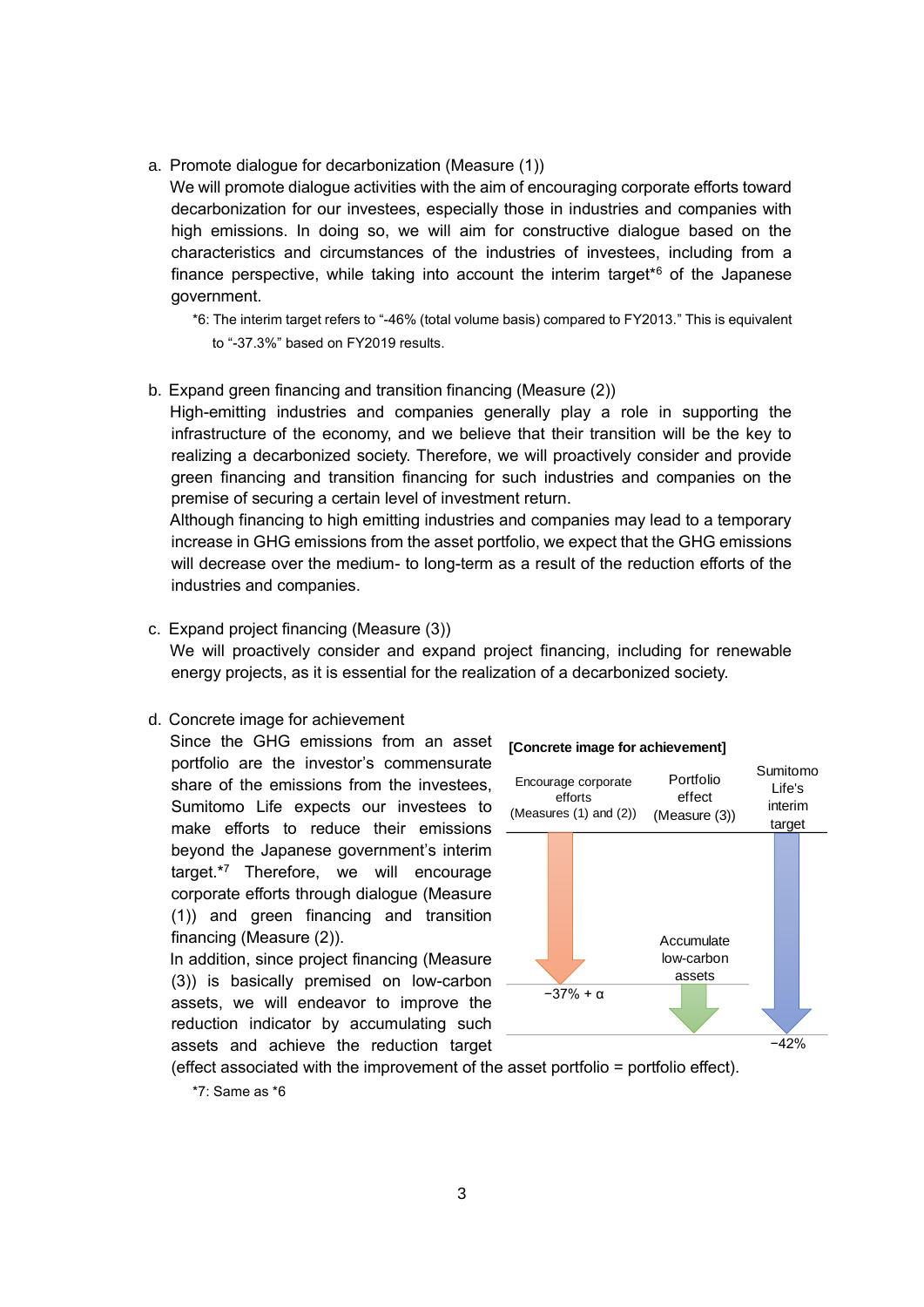a. Promote dialogue for decarbonization (Measure (1))

We will promote dialogue activities with the aim of encouraging corporate efforts toward decarbonization for our investees, especially those in industries and companies with high emissions. In doing so, we will aim for constructive dialogue based on the characteristics and circumstances of the industries of investees, including from a finance perspective, while taking into account the interim target*6 of the Japanese government.

*6: The interim target refers to "-46% (total volume basis) compared to FY2013." This is equivalent to "-37.3%" based on FY2019 results.

b. Expand green financing and transition financing (Measure (2))

High-emitting industries and companies generally play a role in supporting the infrastructure of the economy, and we believe that their transition will be the key to realizing a decarbonized society. Therefore, we will proactively consider and provide green financing and transition financing for such industries and companies on the premise of securing a certain level of investment return.

Although financing to high emitting industries and companies may lead to a temporary increase in GHG emissions from the asset portfolio, we expect that the GHG emissions will decrease over the medium- to long-term as a result of the reduction efforts of the industries and companies.

c. Expand project financing (Measure (3))

We will proactively consider and expand project financing, including for renewable energy projects, as it is essential for the realization of a decarbonized society.

d. Concrete image for achievement

Since the GHG emissions from an asset portfolio are the investor's commensurate share of the emissions from the investees, Sumitomo Life expects our investees to make efforts to reduce their emissions beyond the Japanese government's interim target.*7 Therefore, we will encourage corporate efforts through dialogue (Measure (1)) and green financing and transition financing (Measure (2)).

In addition, since project financing (Measure (3)) is basically premised on low-carbon assets, we will endeavor to improve the reduction indicator by accumulating such assets and achieve the reduction target (effect associated with the improvement of the asset portfolio = portfolio effect).

**[Concrete image for achievement]**

| Encourage corporate efforts (Measures (1) and (2)) | Portfolio effect (Measure (3)) | Sumitomo Life's interim target |
| --- | --- | --- |
| −37% + α | Accumulate low-carbon assets | −42% |

*7: Same as *6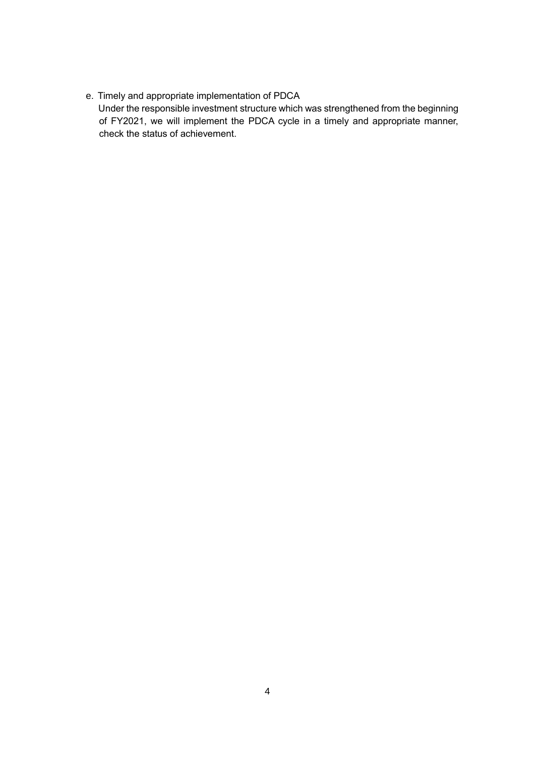e. Timely and appropriate implementation of PDCA

Under the responsible investment structure which was strengthened from the beginning of FY2021, we will implement the PDCA cycle in a timely and appropriate manner, check the status of achievement.